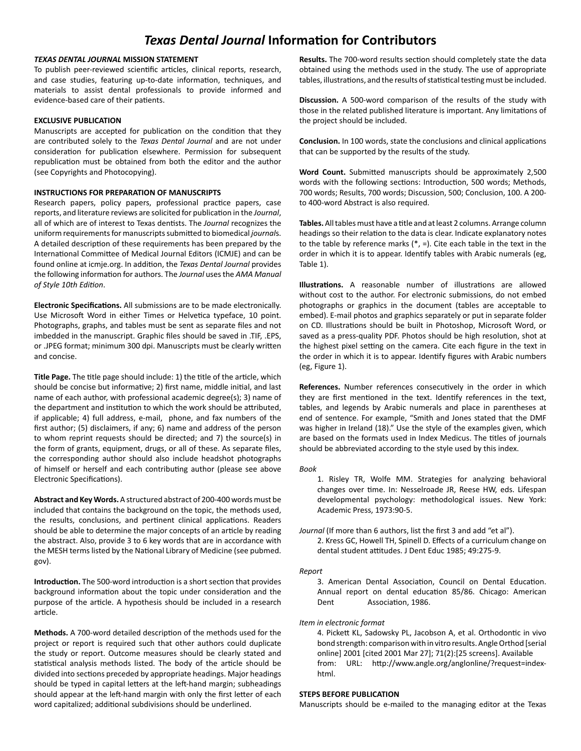# *Texas Dental Journal* Information for Contributors

***TEXAS DENTAL JOURNAL* MISSION STATEMENT**

To publish peer-reviewed scientific articles, clinical reports, research, and case studies, featuring up-to-date information, techniques, and materials to assist dental professionals to provide informed and evidence-based care of their patients.

**EXCLUSIVE PUBLICATION**

Manuscripts are accepted for publication on the condition that they are contributed solely to the *Texas Dental Journal* and are not under consideration for publication elsewhere. Permission for subsequent republication must be obtained from both the editor and the author (see Copyrights and Photocopying).

**INSTRUCTIONS FOR PREPARATION OF MANUSCRIPTS**

Research papers, policy papers, professional practice papers, case reports, and literature reviews are solicited for publication in the *Journal*, all of which are of interest to Texas dentists. The *Journal* recognizes the uniform requirements for manuscripts submitted to biomedical *journal*s. A detailed description of these requirements has been prepared by the International Committee of Medical Journal Editors (ICMJE) and can be found online at icmje.org. In addition, the *Texas Dental Journal* provides the following information for authors. The *Journal* uses the *AMA Manual of Style 10th Edition*.

**Electronic Specifications.** All submissions are to be made electronically. Use Microsoft Word in either Times or Helvetica typeface, 10 point. Photographs, graphs, and tables must be sent as separate files and not imbedded in the manuscript. Graphic files should be saved in .TIF, .EPS, or .JPEG format; minimum 300 dpi. Manuscripts must be clearly written and concise.

**Title Page.** The title page should include: 1) the title of the article, which should be concise but informative; 2) first name, middle initial, and last name of each author, with professional academic degree(s); 3) name of the department and institution to which the work should be attributed, if applicable; 4) full address, e-mail, phone, and fax numbers of the first author; (5) disclaimers, if any; 6) name and address of the person to whom reprint requests should be directed; and 7) the source(s) in the form of grants, equipment, drugs, or all of these. As separate files, the corresponding author should also include headshot photographs of himself or herself and each contributing author (please see above Electronic Specifications).

**Abstract and Key Words.** A structured abstract of 200-400 words must be included that contains the background on the topic, the methods used, the results, conclusions, and pertinent clinical applications. Readers should be able to determine the major concepts of an article by reading the abstract. Also, provide 3 to 6 key words that are in accordance with the MESH terms listed by the National Library of Medicine (see pubmed.gov).

**Introduction.** The 500-word introduction is a short section that provides background information about the topic under consideration and the purpose of the article. A hypothesis should be included in a research article.

**Methods.** A 700-word detailed description of the methods used for the project or report is required such that other authors could duplicate the study or report. Outcome measures should be clearly stated and statistical analysis methods listed. The body of the article should be divided into sections preceded by appropriate headings. Major headings should be typed in capital letters at the left-hand margin; subheadings should appear at the left-hand margin with only the first letter of each word capitalized; additional subdivisions should be underlined.

**Results.** The 700-word results section should completely state the data obtained using the methods used in the study. The use of appropriate tables, illustrations, and the results of statistical testing must be included.

**Discussion.** A 500-word comparison of the results of the study with those in the related published literature is important. Any limitations of the project should be included.

**Conclusion.** In 100 words, state the conclusions and clinical applications that can be supported by the results of the study.

**Word Count.** Submitted manuscripts should be approximately 2,500 words with the following sections: Introduction, 500 words; Methods, 700 words; Results, 700 words; Discussion, 500; Conclusion, 100. A 200- to 400-word Abstract is also required.

**Tables.** All tables must have a title and at least 2 columns. Arrange column headings so their relation to the data is clear. Indicate explanatory notes to the table by reference marks (*, =). Cite each table in the text in the order in which it is to appear. Identify tables with Arabic numerals (eg, Table 1).

**Illustrations.** A reasonable number of illustrations are allowed without cost to the author. For electronic submissions, do not embed photographs or graphics in the document (tables are acceptable to embed). E-mail photos and graphics separately or put in separate folder on CD. Illustrations should be built in Photoshop, Microsoft Word, or saved as a press-quality PDF. Photos should be high resolution, shot at the highest pixel setting on the camera. Cite each figure in the text in the order in which it is to appear. Identify figures with Arabic numbers (eg, Figure 1).

**References.** Number references consecutively in the order in which they are first mentioned in the text. Identify references in the text, tables, and legends by Arabic numerals and place in parentheses at end of sentence. For example, "Smith and Jones stated that the DMF was higher in Ireland (18)." Use the style of the examples given, which are based on the formats used in Index Medicus. The titles of journals should be abbreviated according to the style used by this index.

*Book*

1. Risley TR, Wolfe MM. Strategies for analyzing behavioral changes over time. In: Nesselroade JR, Reese HW, eds. Lifespan developmental psychology: methodological issues. New York: Academic Press, 1973:90-5.

*Journal* (If more than 6 authors, list the first 3 and add "et al").

2. Kress GC, Howell TH, Spinell D. Effects of a curriculum change on dental student attitudes. J Dent Educ 1985; 49:275-9.

*Report*

3. American Dental Association, Council on Dental Education. Annual report on dental education 85/86. Chicago: American Dent Association, 1986.

*Item in electronic format*

4. Pickett KL, Sadowsky PL, Jacobson A, et al. Orthodontic in vivo bond strength: comparison with in vitro results. Angle Orthod [serial online] 2001 [cited 2001 Mar 27]; 71(2):[25 screens]. Available from: URL: http://www.angle.org/anglonline/?request=index-html.

**STEPS BEFORE PUBLICATION**

Manuscripts should be e-mailed to the managing editor at the Texas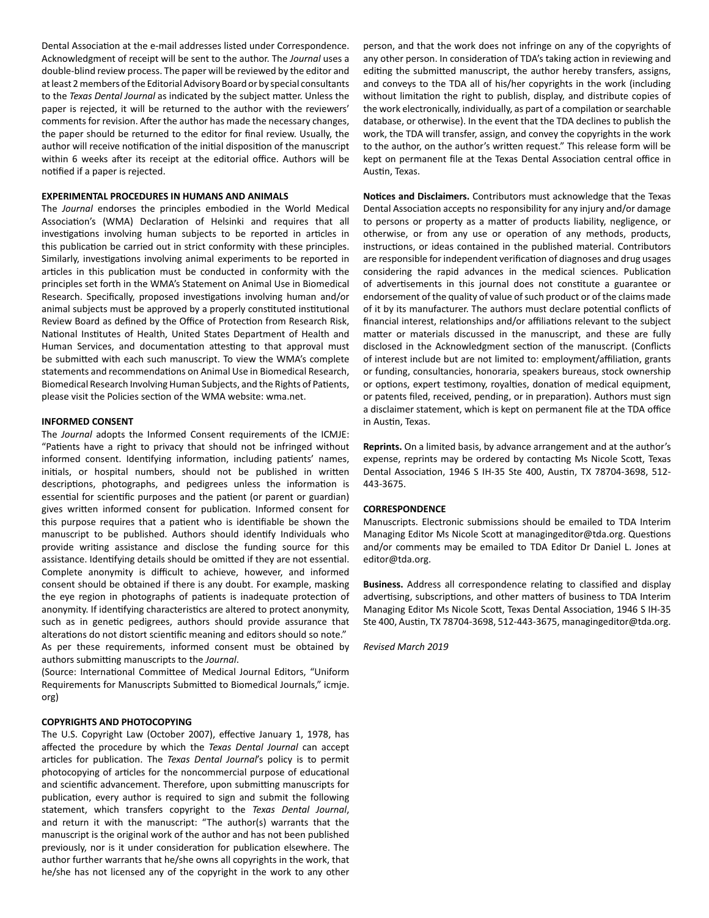Dental Association at the e-mail addresses listed under Correspondence. Acknowledgment of receipt will be sent to the author. The *Journal* uses a double-blind review process. The paper will be reviewed by the editor and at least 2 members of the Editorial Advisory Board or by special consultants to the *Texas Dental Journal* as indicated by the subject matter. Unless the paper is rejected, it will be returned to the author with the reviewers' comments for revision. After the author has made the necessary changes, the paper should be returned to the editor for final review. Usually, the author will receive notification of the initial disposition of the manuscript within 6 weeks after its receipt at the editorial office. Authors will be notified if a paper is rejected.

**EXPERIMENTAL PROCEDURES IN HUMANS AND ANIMALS**

The *Journal* endorses the principles embodied in the World Medical Association's (WMA) Declaration of Helsinki and requires that all investigations involving human subjects to be reported in articles in this publication be carried out in strict conformity with these principles. Similarly, investigations involving animal experiments to be reported in articles in this publication must be conducted in conformity with the principles set forth in the WMA's Statement on Animal Use in Biomedical Research. Specifically, proposed investigations involving human and/or animal subjects must be approved by a properly constituted institutional Review Board as defined by the Office of Protection from Research Risk, National Institutes of Health, United States Department of Health and Human Services, and documentation attesting to that approval must be submitted with each such manuscript. To view the WMA's complete statements and recommendations on Animal Use in Biomedical Research, Biomedical Research Involving Human Subjects, and the Rights of Patients, please visit the Policies section of the WMA website: wma.net.

**INFORMED CONSENT**

The *Journal* adopts the Informed Consent requirements of the ICMJE: "Patients have a right to privacy that should not be infringed without informed consent. Identifying information, including patients' names, initials, or hospital numbers, should not be published in written descriptions, photographs, and pedigrees unless the information is essential for scientific purposes and the patient (or parent or guardian) gives written informed consent for publication. Informed consent for this purpose requires that a patient who is identifiable be shown the manuscript to be published. Authors should identify Individuals who provide writing assistance and disclose the funding source for this assistance. Identifying details should be omitted if they are not essential. Complete anonymity is difficult to achieve, however, and informed consent should be obtained if there is any doubt. For example, masking the eye region in photographs of patients is inadequate protection of anonymity. If identifying characteristics are altered to protect anonymity, such as in genetic pedigrees, authors should provide assurance that alterations do not distort scientific meaning and editors should so note."

As per these requirements, informed consent must be obtained by authors submitting manuscripts to the *Journal*.

(Source: International Committee of Medical Journal Editors, "Uniform Requirements for Manuscripts Submitted to Biomedical Journals," icmje.org)

**COPYRIGHTS AND PHOTOCOPYING**

The U.S. Copyright Law (October 2007), effective January 1, 1978, has affected the procedure by which the *Texas Dental Journal* can accept articles for publication. The *Texas Dental Journal*'s policy is to permit photocopying of articles for the noncommercial purpose of educational and scientific advancement. Therefore, upon submitting manuscripts for publication, every author is required to sign and submit the following statement, which transfers copyright to the *Texas Dental Journal*, and return it with the manuscript: "The author(s) warrants that the manuscript is the original work of the author and has not been published previously, nor is it under consideration for publication elsewhere. The author further warrants that he/she owns all copyrights in the work, that he/she has not licensed any of the copyright in the work to any other person, and that the work does not infringe on any of the copyrights of any other person. In consideration of TDA's taking action in reviewing and editing the submitted manuscript, the author hereby transfers, assigns, and conveys to the TDA all of his/her copyrights in the work (including without limitation the right to publish, display, and distribute copies of the work electronically, individually, as part of a compilation or searchable database, or otherwise). In the event that the TDA declines to publish the work, the TDA will transfer, assign, and convey the copyrights in the work to the author, on the author's written request." This release form will be kept on permanent file at the Texas Dental Association central office in Austin, Texas.

**Notices and Disclaimers.** Contributors must acknowledge that the Texas Dental Association accepts no responsibility for any injury and/or damage to persons or property as a matter of products liability, negligence, or otherwise, or from any use or operation of any methods, products, instructions, or ideas contained in the published material. Contributors are responsible for independent verification of diagnoses and drug usages considering the rapid advances in the medical sciences. Publication of advertisements in this journal does not constitute a guarantee or endorsement of the quality of value of such product or of the claims made of it by its manufacturer. The authors must declare potential conflicts of financial interest, relationships and/or affiliations relevant to the subject matter or materials discussed in the manuscript, and these are fully disclosed in the Acknowledgment section of the manuscript. (Conflicts of interest include but are not limited to: employment/affiliation, grants or funding, consultancies, honoraria, speakers bureaus, stock ownership or options, expert testimony, royalties, donation of medical equipment, or patents filed, received, pending, or in preparation). Authors must sign a disclaimer statement, which is kept on permanent file at the TDA office in Austin, Texas.

**Reprints.** On a limited basis, by advance arrangement and at the author's expense, reprints may be ordered by contacting Ms Nicole Scott, Texas Dental Association, 1946 S IH-35 Ste 400, Austin, TX 78704-3698, 512-443-3675.

**CORRESPONDENCE**

Manuscripts. Electronic submissions should be emailed to TDA Interim Managing Editor Ms Nicole Scott at managingeditor@tda.org. Questions and/or comments may be emailed to TDA Editor Dr Daniel L. Jones at editor@tda.org.

**Business.** Address all correspondence relating to classified and display advertising, subscriptions, and other matters of business to TDA Interim Managing Editor Ms Nicole Scott, Texas Dental Association, 1946 S IH-35 Ste 400, Austin, TX 78704-3698, 512-443-3675, managingeditor@tda.org.

*Revised March 2019*